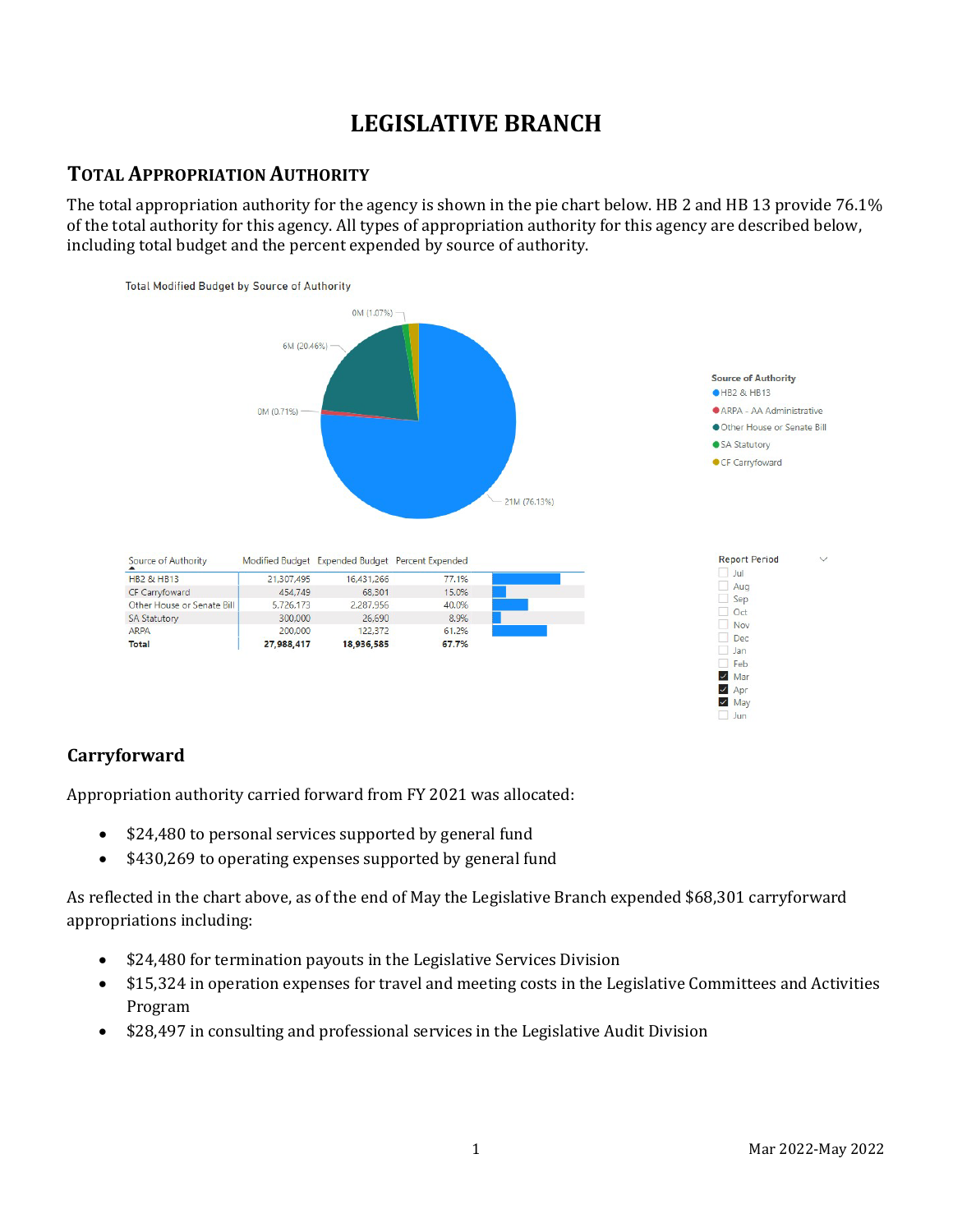# LEGISLATIVE BRANCH

## Total Appropriation Authority

The total appropriation authority for the agency is shown in the pie chart below. HB 2 and HB 13 provide 76.1% of the total authority for this agency. All types of appropriation authority for this agency are described below, including total budget and the percent expended by source of authority.

Total Modified Budget by Source of Authority

| Source of Authority | Modified Budget | Expended Budget | Percent Expended |
|---|---|---|---|
| HB2 & HB13 | 21,307,495 | 16,431,266 | 77.1% |
| CF Carryfoward | 454,749 | 68,301 | 15.0% |
| Other House or Senate Bill | 5,726,173 | 2,287,956 | 40.0% |
| SA Statutory | 300,000 | 26,690 | 8.9% |
| ARPA | 200,000 | 122,372 | 61.2% |
| **Total** | **27,988,417** | **18,936,585** | **67.7%** |

### Carryforward

Appropriation authority carried forward from FY 2021 was allocated:

- $24,480 to personal services supported by general fund
- $430,269 to operating expenses supported by general fund

As reflected in the chart above, as of the end of May the Legislative Branch expended $68,301 carryforward appropriations including:

- $24,480 for termination payouts in the Legislative Services Division
- $15,324 in operation expenses for travel and meeting costs in the Legislative Committees and Activities Program
- $28,497 in consulting and professional services in the Legislative Audit Division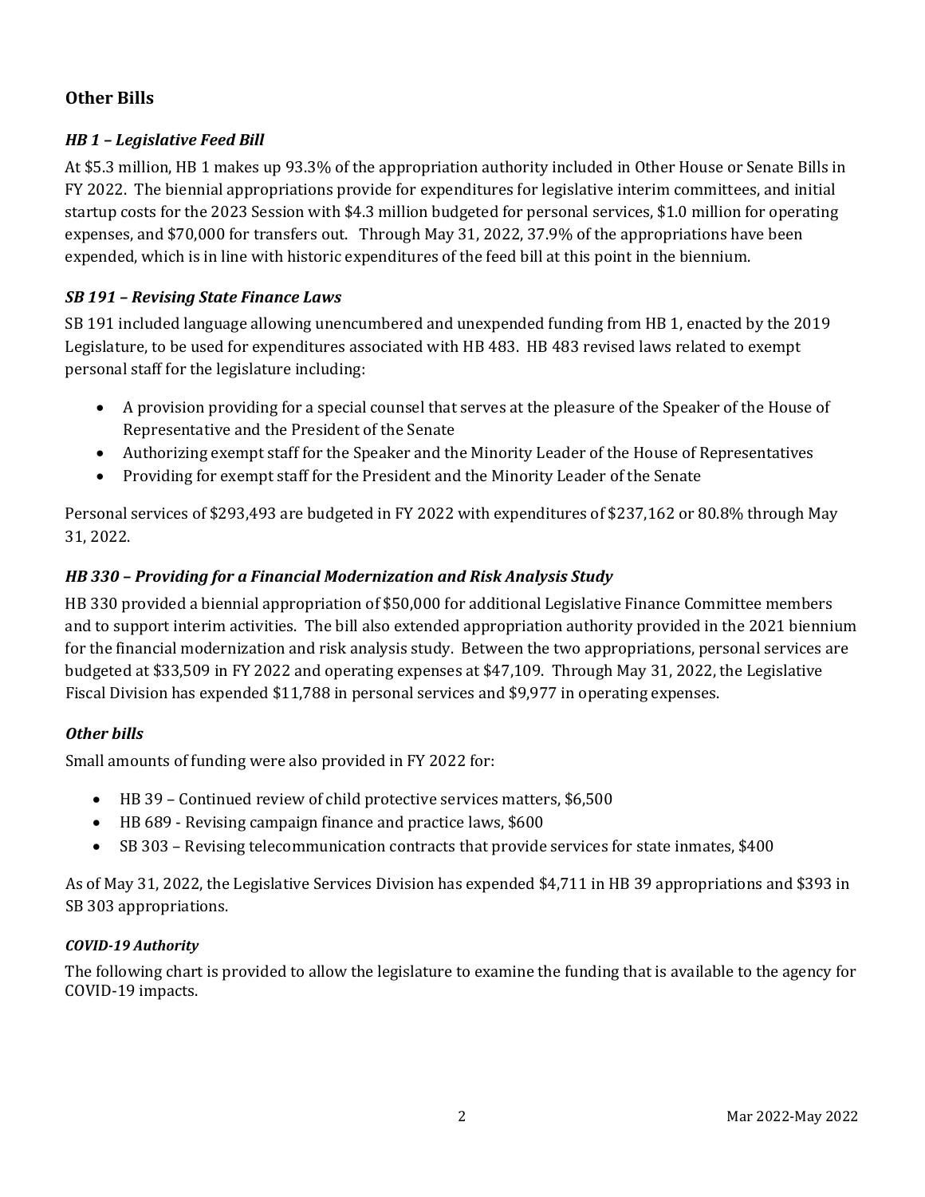## Other Bills

### *HB 1 – Legislative Feed Bill*

At $5.3 million, HB 1 makes up 93.3% of the appropriation authority included in Other House or Senate Bills in FY 2022. The biennial appropriations provide for expenditures for legislative interim committees, and initial startup costs for the 2023 Session with $4.3 million budgeted for personal services, $1.0 million for operating expenses, and $70,000 for transfers out. Through May 31, 2022, 37.9% of the appropriations have been expended, which is in line with historic expenditures of the feed bill at this point in the biennium.

### *SB 191 – Revising State Finance Laws*

SB 191 included language allowing unencumbered and unexpended funding from HB 1, enacted by the 2019 Legislature, to be used for expenditures associated with HB 483. HB 483 revised laws related to exempt personal staff for the legislature including:

- A provision providing for a special counsel that serves at the pleasure of the Speaker of the House of Representative and the President of the Senate
- Authorizing exempt staff for the Speaker and the Minority Leader of the House of Representatives
- Providing for exempt staff for the President and the Minority Leader of the Senate

Personal services of $293,493 are budgeted in FY 2022 with expenditures of $237,162 or 80.8% through May 31, 2022.

### *HB 330 – Providing for a Financial Modernization and Risk Analysis Study*

HB 330 provided a biennial appropriation of $50,000 for additional Legislative Finance Committee members and to support interim activities. The bill also extended appropriation authority provided in the 2021 biennium for the financial modernization and risk analysis study. Between the two appropriations, personal services are budgeted at $33,509 in FY 2022 and operating expenses at $47,109. Through May 31, 2022, the Legislative Fiscal Division has expended $11,788 in personal services and $9,977 in operating expenses.

### *Other bills*

Small amounts of funding were also provided in FY 2022 for:

- HB 39 – Continued review of child protective services matters, $6,500
- HB 689 - Revising campaign finance and practice laws, $600
- SB 303 – Revising telecommunication contracts that provide services for state inmates, $400

As of May 31, 2022, the Legislative Services Division has expended $4,711 in HB 39 appropriations and $393 in SB 303 appropriations.

#### *COVID-19 Authority*

The following chart is provided to allow the legislature to examine the funding that is available to the agency for COVID-19 impacts.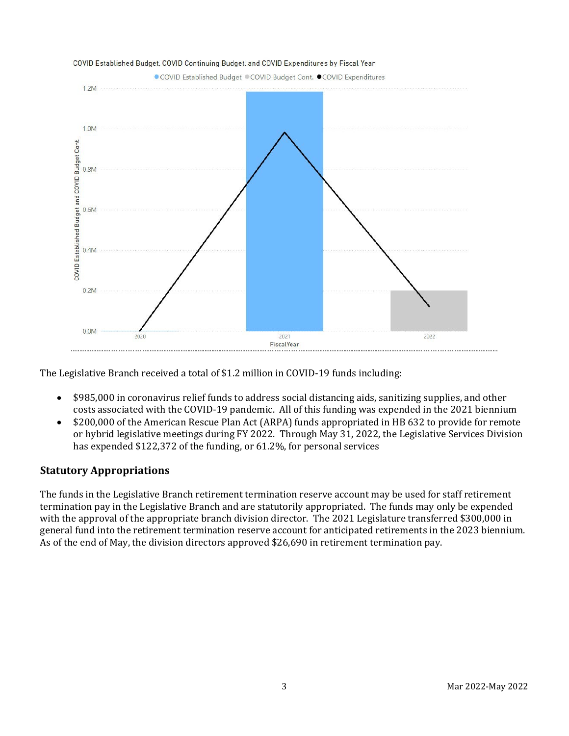COVID Established Budget, COVID Continuing Budget, and COVID Expenditures by Fiscal Year

The Legislative Branch received a total of $1.2 million in COVID-19 funds including:

- $985,000 in coronavirus relief funds to address social distancing aids, sanitizing supplies, and other costs associated with the COVID-19 pandemic. All of this funding was expended in the 2021 biennium
- $200,000 of the American Rescue Plan Act (ARPA) funds appropriated in HB 632 to provide for remote or hybrid legislative meetings during FY 2022. Through May 31, 2022, the Legislative Services Division has expended $122,372 of the funding, or 61.2%, for personal services

## Statutory Appropriations

The funds in the Legislative Branch retirement termination reserve account may be used for staff retirement termination pay in the Legislative Branch and are statutorily appropriated. The funds may only be expended with the approval of the appropriate branch division director. The 2021 Legislature transferred $300,000 in general fund into the retirement termination reserve account for anticipated retirements in the 2023 biennium. As of the end of May, the division directors approved $26,690 in retirement termination pay.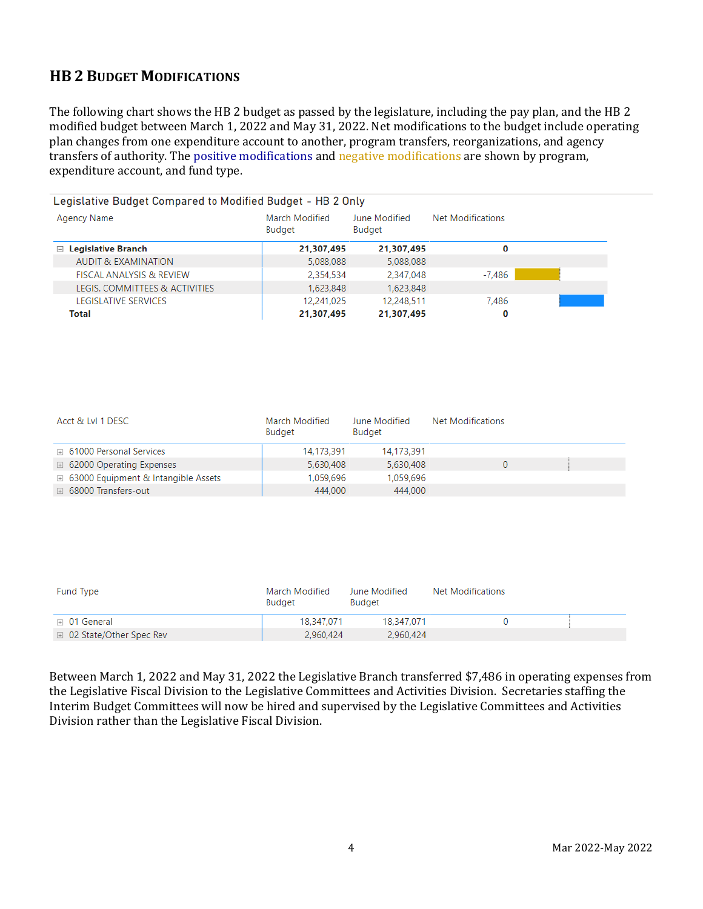## HB 2 Budget Modifications

The following chart shows the HB 2 budget as passed by the legislature, including the pay plan, and the HB 2 modified budget between March 1, 2022 and May 31, 2022. Net modifications to the budget include operating plan changes from one expenditure account to another, program transfers, reorganizations, and agency transfers of authority. The positive modifications and negative modifications are shown by program, expenditure account, and fund type.

Legislative Budget Compared to Modified Budget - HB 2 Only

| Agency Name | March Modified Budget | June Modified Budget | Net Modifications |
|---|---|---|---|
| **Legislative Branch** | **21,307,495** | **21,307,495** | **0** |
| AUDIT & EXAMINATION | 5,088,088 | 5,088,088 | |
| FISCAL ANALYSIS & REVIEW | 2,354,534 | 2,347,048 | -7,486 |
| LEGIS. COMMITTEES & ACTIVITIES | 1,623,848 | 1,623,848 | |
| LEGISLATIVE SERVICES | 12,241,025 | 12,248,511 | 7,486 |
| **Total** | **21,307,495** | **21,307,495** | **0** |

| Acct & Lvl 1 DESC | March Modified Budget | June Modified Budget | Net Modifications |
|---|---|---|---|
| 61000 Personal Services | 14,173,391 | 14,173,391 | |
| 62000 Operating Expenses | 5,630,408 | 5,630,408 | 0 |
| 63000 Equipment & Intangible Assets | 1,059,696 | 1,059,696 | |
| 68000 Transfers-out | 444,000 | 444,000 | |

| Fund Type | March Modified Budget | June Modified Budget | Net Modifications |
|---|---|---|---|
| 01 General | 18,347,071 | 18,347,071 | 0 |
| 02 State/Other Spec Rev | 2,960,424 | 2,960,424 | |

Between March 1, 2022 and May 31, 2022 the Legislative Branch transferred $7,486 in operating expenses from the Legislative Fiscal Division to the Legislative Committees and Activities Division. Secretaries staffing the Interim Budget Committees will now be hired and supervised by the Legislative Committees and Activities Division rather than the Legislative Fiscal Division.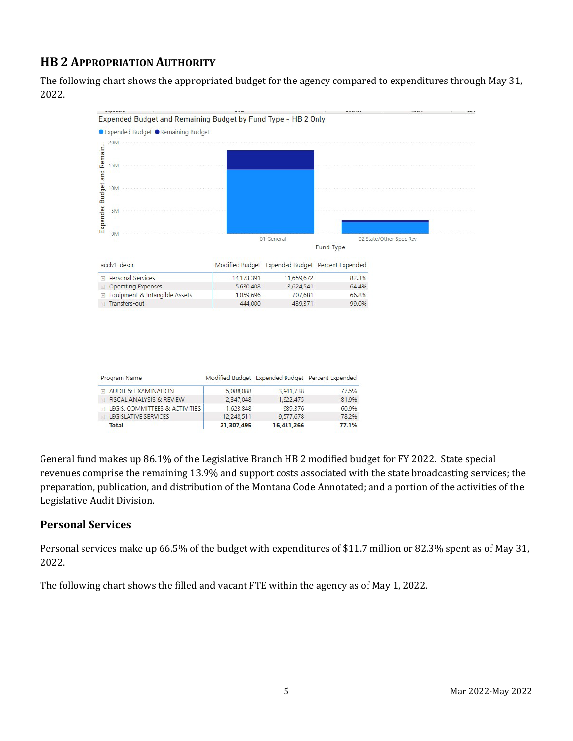## HB 2 Appropriation Authority

The following chart shows the appropriated budget for the agency compared to expenditures through May 31, 2022.

| acclv1_descr | Modified Budget | Expended Budget | Percent Expended |
|---|---|---|---|
| Personal Services | 14,173,391 | 11,659,672 | 82.3% |
| Operating Expenses | 5,630,408 | 3,624,541 | 64.4% |
| Equipment & Intangible Assets | 1,059,696 | 707,681 | 66.8% |
| Transfers-out | 444,000 | 439,371 | 99.0% |

| Program Name | Modified Budget | Expended Budget | Percent Expended |
|---|---|---|---|
| AUDIT & EXAMINATION | 5,088,088 | 3,941,738 | 77.5% |
| FISCAL ANALYSIS & REVIEW | 2,347,048 | 1,922,475 | 81.9% |
| LEGIS. COMMITTEES & ACTIVITIES | 1,623,848 | 989,376 | 60.9% |
| LEGISLATIVE SERVICES | 12,248,511 | 9,577,678 | 78.2% |
| **Total** | **21,307,495** | **16,431,266** | **77.1%** |

General fund makes up 86.1% of the Legislative Branch HB 2 modified budget for FY 2022. State special revenues comprise the remaining 13.9% and support costs associated with the state broadcasting services; the preparation, publication, and distribution of the Montana Code Annotated; and a portion of the activities of the Legislative Audit Division.

### Personal Services

Personal services make up 66.5% of the budget with expenditures of $11.7 million or 82.3% spent as of May 31, 2022.

The following chart shows the filled and vacant FTE within the agency as of May 1, 2022.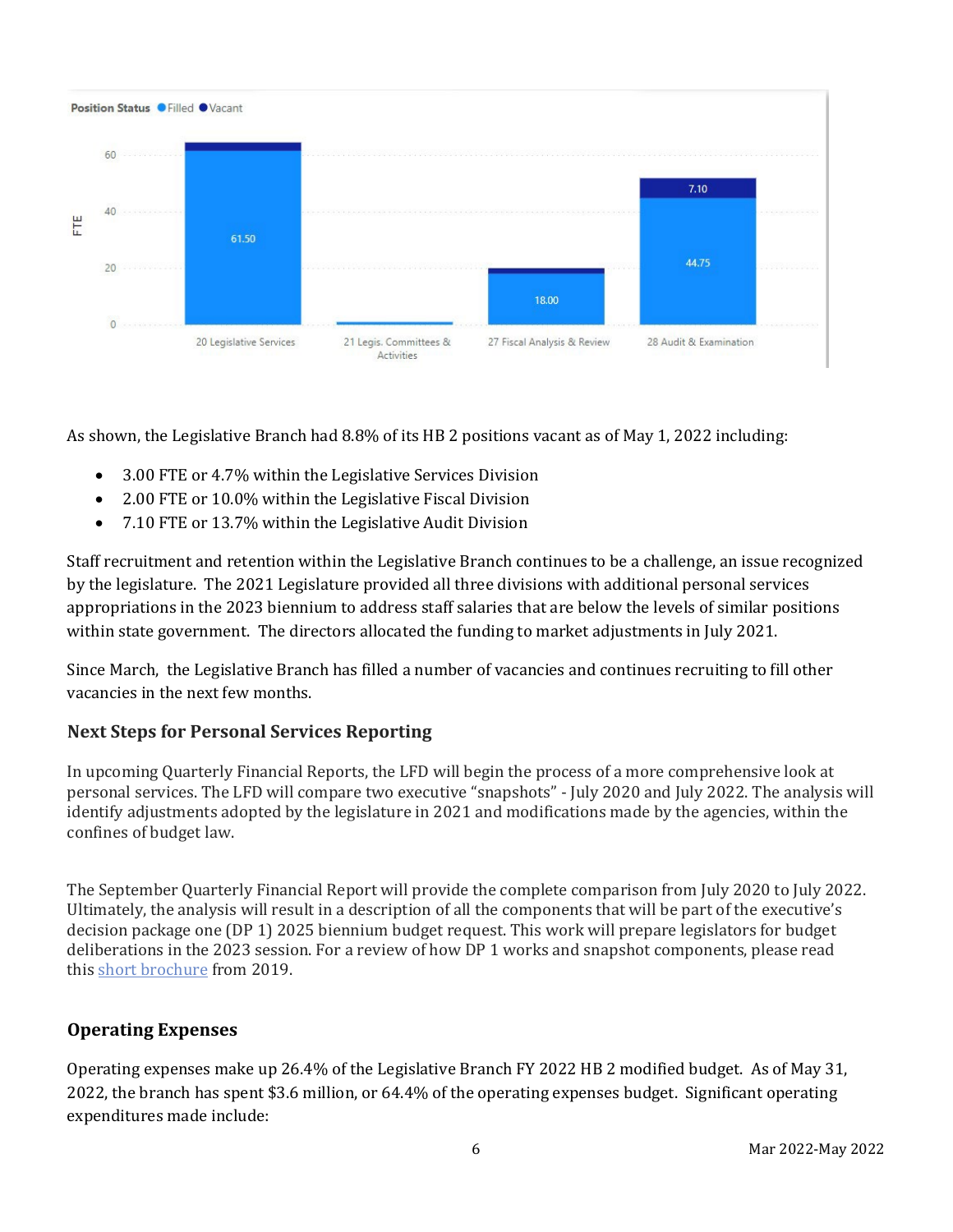Position Status ● Filled ● Vacant

| | 20 Legislative Services | 21 Legis. Committees & Activities | 27 Fiscal Analysis & Review | 28 Audit & Examination |
|---|---|---|---|---|
| Vacant | | | | 7.10 |
| Filled | 61.50 | | 18.00 | 44.75 |

As shown, the Legislative Branch had 8.8% of its HB 2 positions vacant as of May 1, 2022 including:

- 3.00 FTE or 4.7% within the Legislative Services Division
- 2.00 FTE or 10.0% within the Legislative Fiscal Division
- 7.10 FTE or 13.7% within the Legislative Audit Division

Staff recruitment and retention within the Legislative Branch continues to be a challenge, an issue recognized by the legislature. The 2021 Legislature provided all three divisions with additional personal services appropriations in the 2023 biennium to address staff salaries that are below the levels of similar positions within state government. The directors allocated the funding to market adjustments in July 2021.

Since March, the Legislative Branch has filled a number of vacancies and continues recruiting to fill other vacancies in the next few months.

### Next Steps for Personal Services Reporting

In upcoming Quarterly Financial Reports, the LFD will begin the process of a more comprehensive look at personal services. The LFD will compare two executive "snapshots" - July 2020 and July 2022. The analysis will identify adjustments adopted by the legislature in 2021 and modifications made by the agencies, within the confines of budget law.

The September Quarterly Financial Report will provide the complete comparison from July 2020 to July 2022. Ultimately, the analysis will result in a description of all the components that will be part of the executive's decision package one (DP 1) 2025 biennium budget request. This work will prepare legislators for budget deliberations in the 2023 session. For a review of how DP 1 works and snapshot components, please read this short brochure from 2019.

### Operating Expenses

Operating expenses make up 26.4% of the Legislative Branch FY 2022 HB 2 modified budget. As of May 31, 2022, the branch has spent $3.6 million, or 64.4% of the operating expenses budget. Significant operating expenditures made include: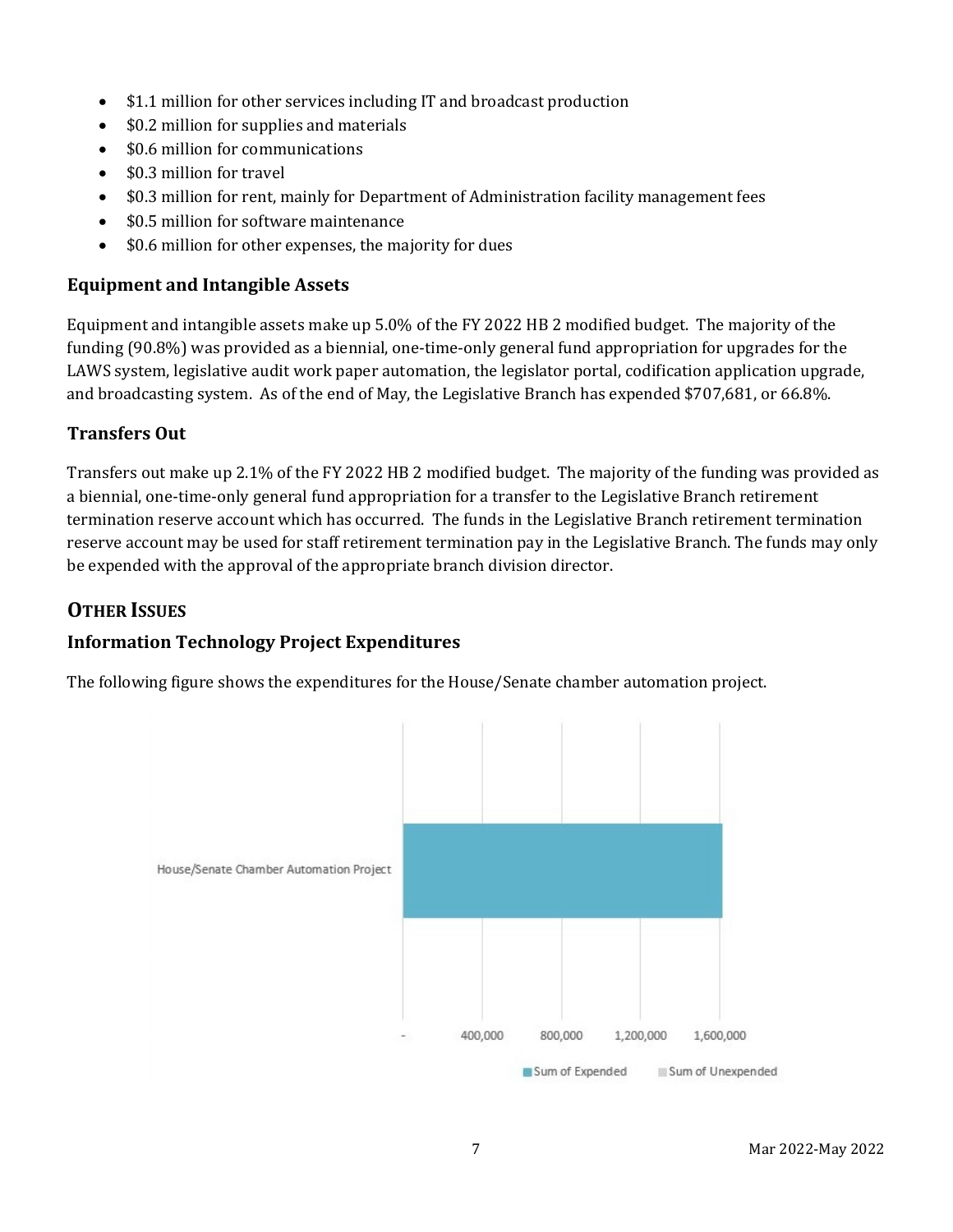- $1.1 million for other services including IT and broadcast production
- $0.2 million for supplies and materials
- $0.6 million for communications
- $0.3 million for travel
- $0.3 million for rent, mainly for Department of Administration facility management fees
- $0.5 million for software maintenance
- $0.6 million for other expenses, the majority for dues

### Equipment and Intangible Assets

Equipment and intangible assets make up 5.0% of the FY 2022 HB 2 modified budget. The majority of the funding (90.8%) was provided as a biennial, one-time-only general fund appropriation for upgrades for the LAWS system, legislative audit work paper automation, the legislator portal, codification application upgrade, and broadcasting system. As of the end of May, the Legislative Branch has expended $707,681, or 66.8%.

### Transfers Out

Transfers out make up 2.1% of the FY 2022 HB 2 modified budget. The majority of the funding was provided as a biennial, one-time-only general fund appropriation for a transfer to the Legislative Branch retirement termination reserve account which has occurred. The funds in the Legislative Branch retirement termination reserve account may be used for staff retirement termination pay in the Legislative Branch. The funds may only be expended with the approval of the appropriate branch division director.

## Other Issues

### Information Technology Project Expenditures

The following figure shows the expenditures for the House/Senate chamber automation project.

House/Senate Chamber Automation Project

- 400,000 800,000 1,200,000 1,600,000

Sum of Expended | Sum of Unexpended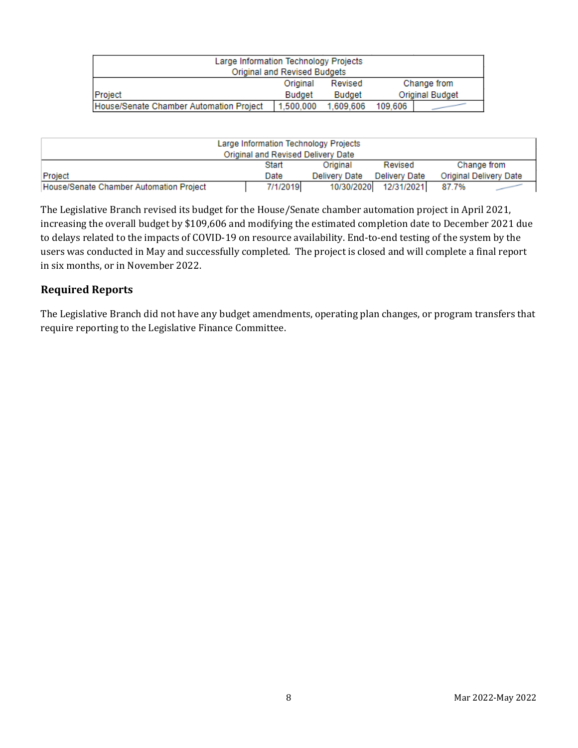| Large Information Technology Projects Original and Revised Budgets | | | | |
|---|---|---|---|---|
| Project | Original Budget | Revised Budget | Change from Original Budget | |
| House/Senate Chamber Automation Project | 1,500,000 | 1,609,606 | 109,606 | |

| Large Information Technology Projects Original and Revised Delivery Date | | | | | |
|---|---|---|---|---|---|
| Project | Start Date | Original Delivery Date | Revised Delivery Date | Change from Original Delivery Date | |
| House/Senate Chamber Automation Project | 7/1/2019 | 10/30/2020 | 12/31/2021 | 87.7% | |

The Legislative Branch revised its budget for the House/Senate chamber automation project in April 2021, increasing the overall budget by $109,606 and modifying the estimated completion date to December 2021 due to delays related to the impacts of COVID-19 on resource availability. End-to-end testing of the system by the users was conducted in May and successfully completed. The project is closed and will complete a final report in six months, or in November 2022.

## Required Reports

The Legislative Branch did not have any budget amendments, operating plan changes, or program transfers that require reporting to the Legislative Finance Committee.